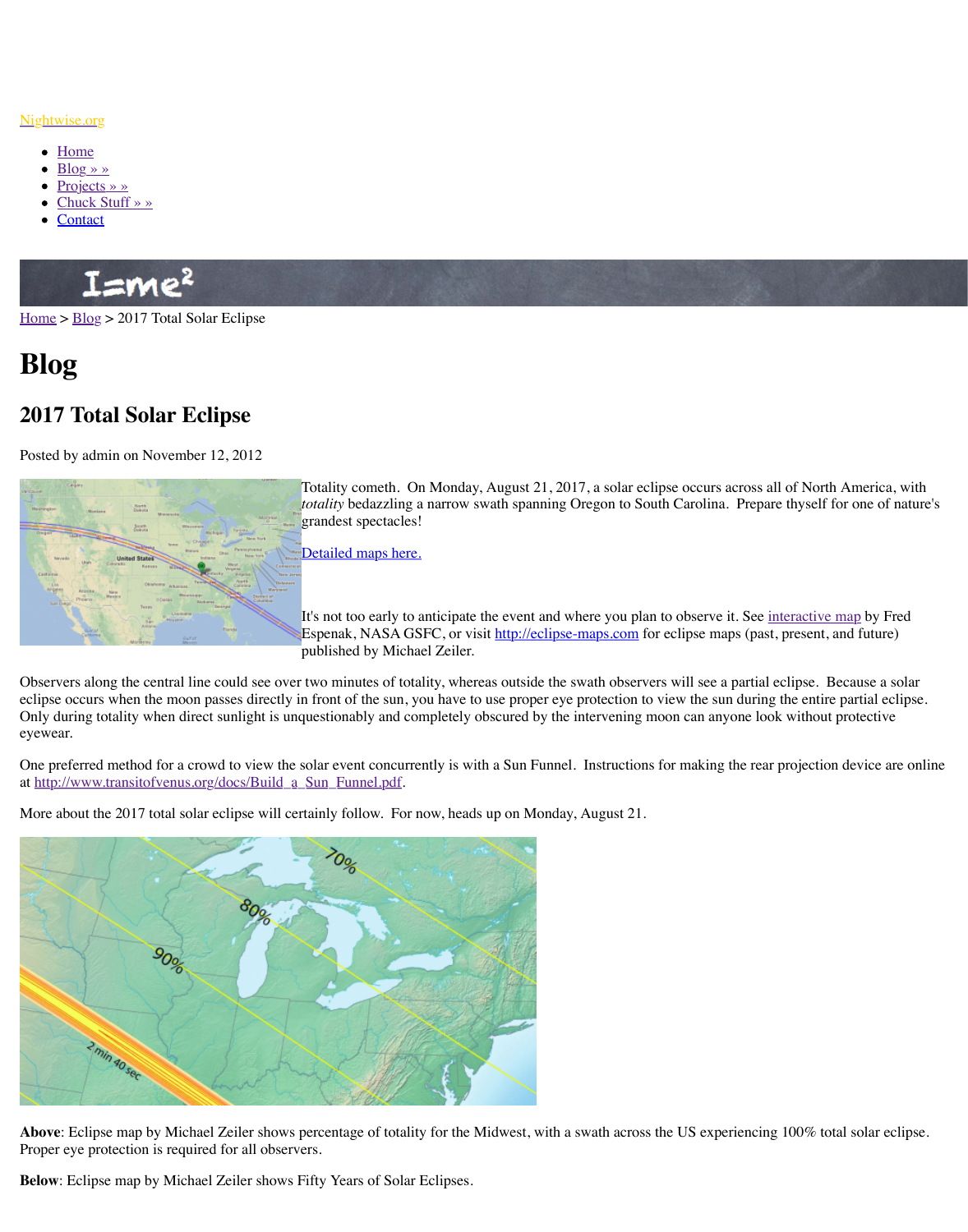Nightwise.org

- Home
- Blog » »
- Projects » »
- Chuck Stuff » »
- Contact

Home > Blog > 2017 Total Solar Eclipse

# Blog

## 2017 Total Solar Eclipse

Posted by admin on November 12, 2012

Totality cometh. On Monday, August 21, 2017, a solar eclipse occurs across all of North America, with *totality* bedazzling a narrow swath spanning Oregon to South Carolina. Prepare thyself for one of nature's grandest spectacles!

Detailed maps here.

It's not too early to anticipate the event and where you plan to observe it. See interactive map by Fred Espenak, NASA GSFC, or visit http://eclipse-maps.com for eclipse maps (past, present, and future) published by Michael Zeiler.

Observers along the central line could see over two minutes of totality, whereas outside the swath observers will see a partial eclipse. Because a solar eclipse occurs when the moon passes directly in front of the sun, you have to use proper eye protection to view the sun during the entire partial eclipse. Only during totality when direct sunlight is unquestionably and completely obscured by the intervening moon can anyone look without protective eyewear.

One preferred method for a crowd to view the solar event concurrently is with a Sun Funnel. Instructions for making the rear projection device are online at http://www.transitofvenus.org/docs/Build_a_Sun_Funnel.pdf.

More about the 2017 total solar eclipse will certainly follow. For now, heads up on Monday, August 21.

**Above**: Eclipse map by Michael Zeiler shows percentage of totality for the Midwest, with a swath across the US experiencing 100% total solar eclipse. Proper eye protection is required for all observers.

**Below**: Eclipse map by Michael Zeiler shows Fifty Years of Solar Eclipses.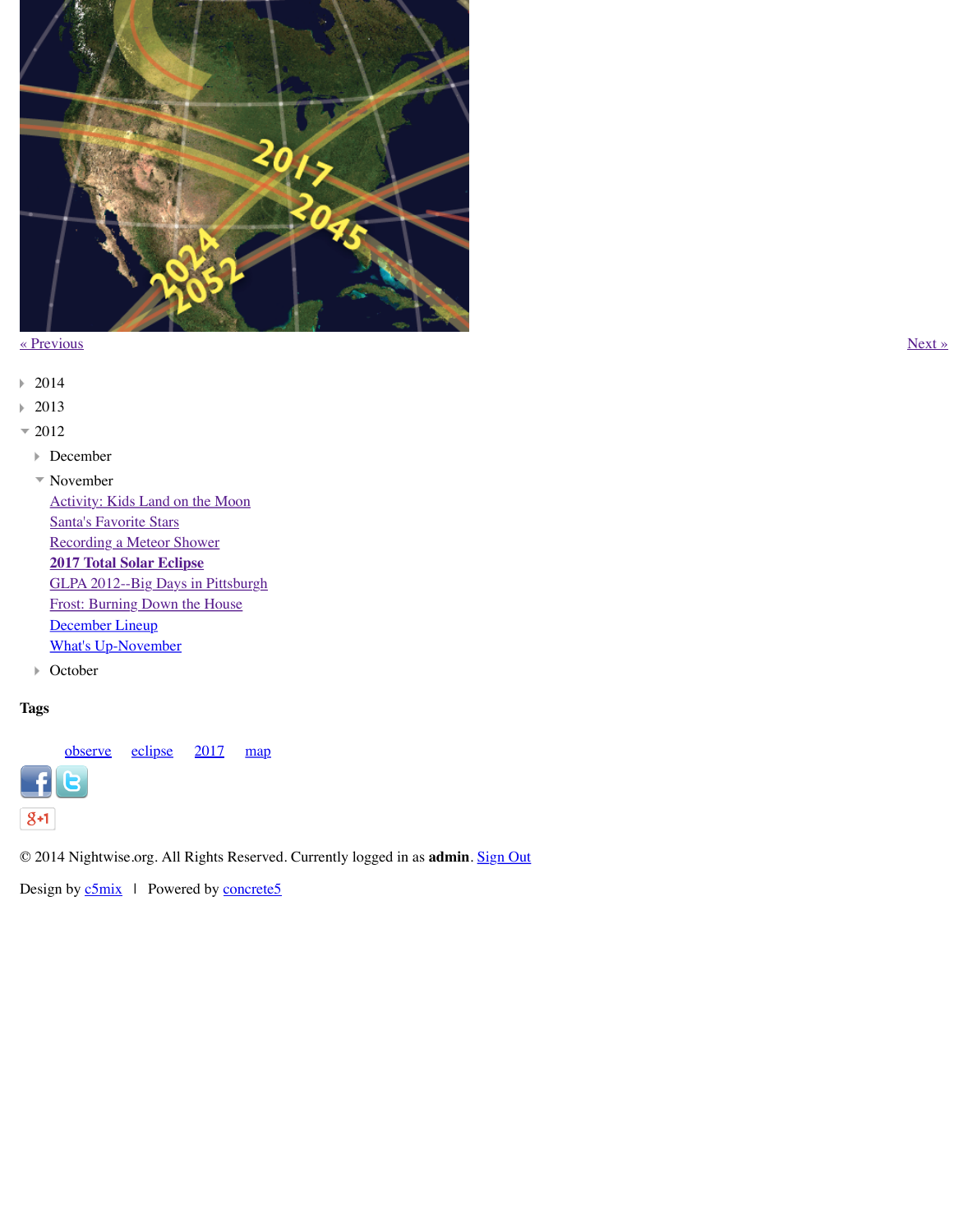« Previous

Next »

- 2014
- 2013
- 2012
  - December
  - November
    - Activity: Kids Land on the Moon
    - Santa's Favorite Stars
    - Recording a Meteor Shower
    - **2017 Total Solar Eclipse**
    - GLPA 2012--Big Days in Pittsburgh
    - Frost: Burning Down the House
    - December Lineup
    - What's Up-November
  - October

**Tags**

observe eclipse 2017 map

© 2014 Nightwise.org. All Rights Reserved. Currently logged in as **admin**. Sign Out

Design by c5mix | Powered by concrete5